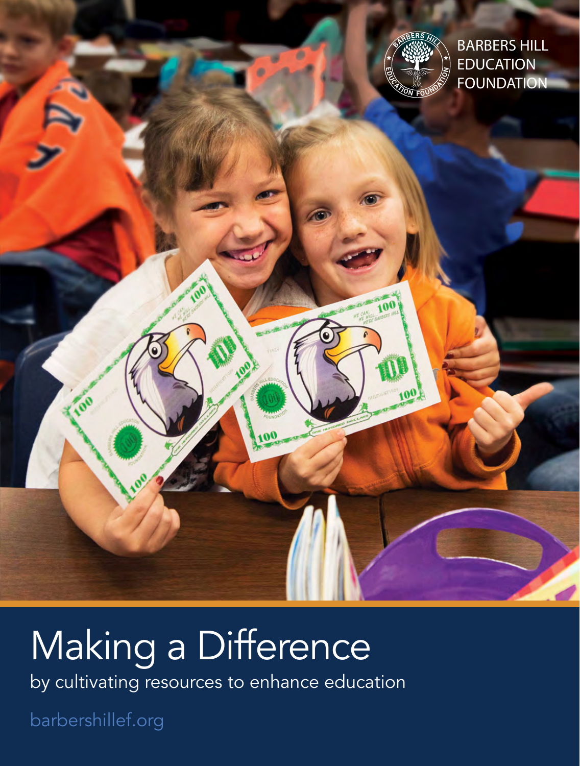BARBERS HILL EDUCATION FOUNDATION

# Making a Difference

by cultivating resources to enhance education

barbershillef.org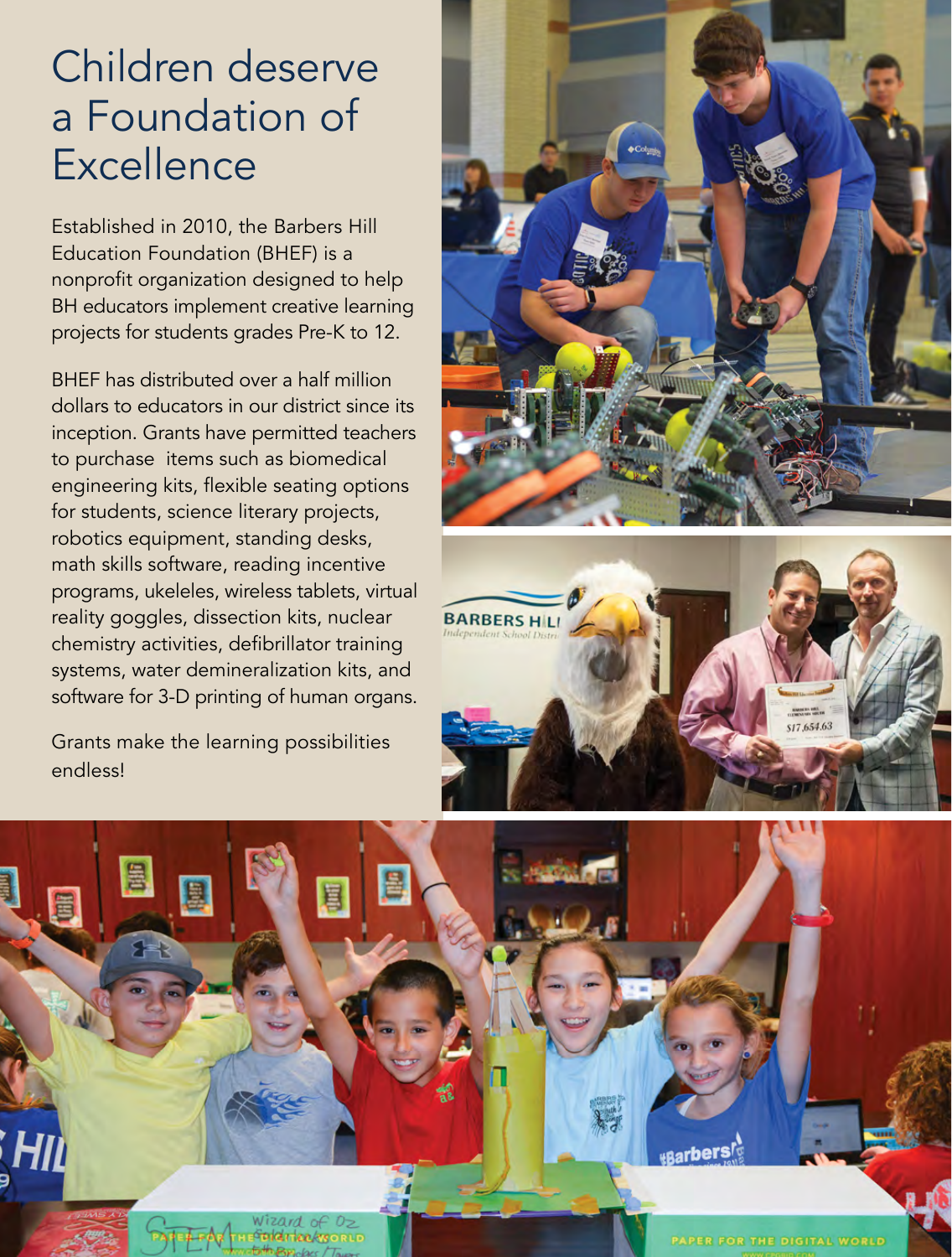# Children deserve a Foundation of Excellence

Established in 2010, the Barbers Hill Education Foundation (BHEF) is a nonprofit organization designed to help BH educators implement creative learning projects for students grades Pre-K to 12.

BHEF has distributed over a half million dollars to educators in our district since its inception. Grants have permitted teachers to purchase items such as biomedical engineering kits, flexible seating options for students, science literary projects, robotics equipment, standing desks, math skills software, reading incentive programs, ukeleles, wireless tablets, virtual reality goggles, dissection kits, nuclear chemistry activities, defibrillator training systems, water demineralization kits, and software for 3-D printing of human organs.

Grants make the learning possibilities endless!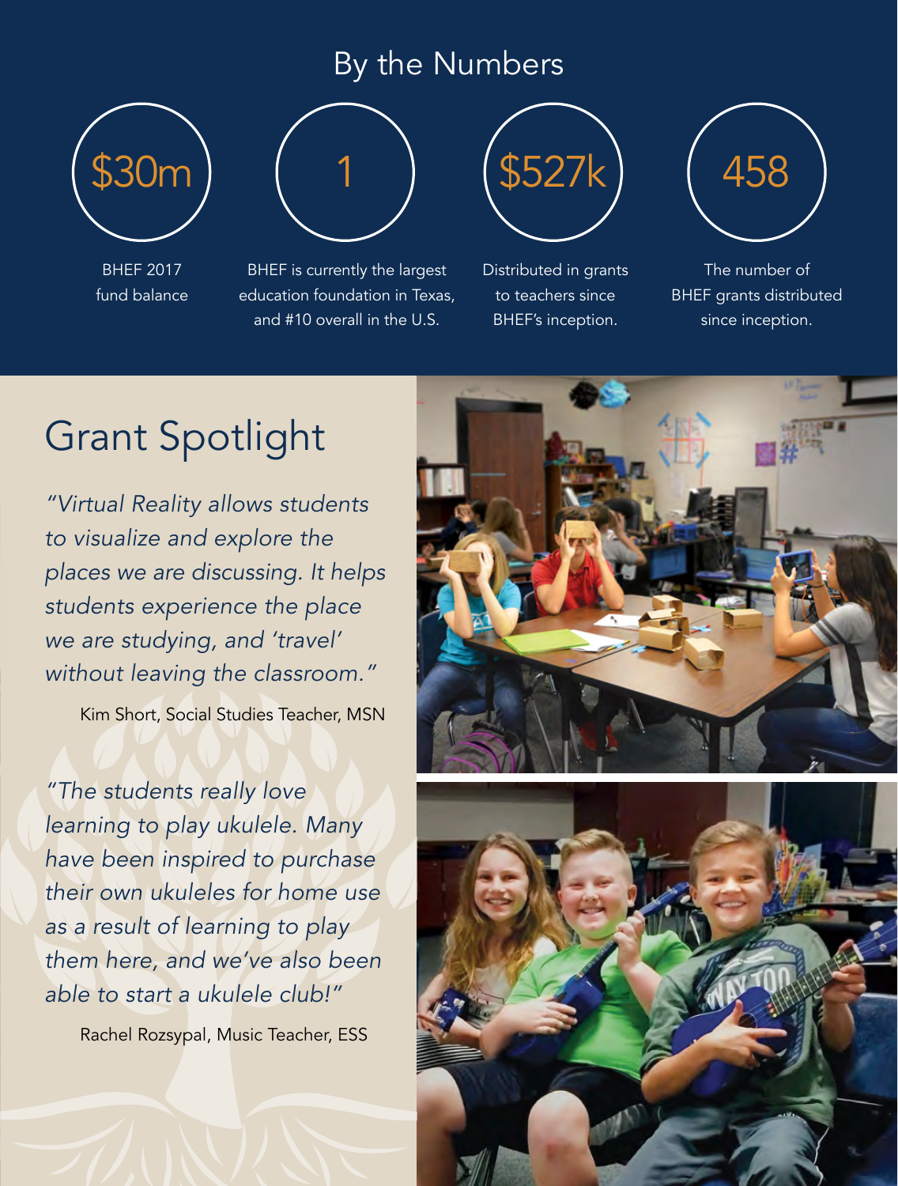## By the Numbers

**$30m**

BHEF 2017 fund balance

**1**

BHEF is currently the largest education foundation in Texas, and #10 overall in the U.S.

**$527k**

Distributed in grants to teachers since BHEF's inception.

**458**

The number of BHEF grants distributed since inception.

# Grant Spotlight

*"Virtual Reality allows students to visualize and explore the places we are discussing. It helps students experience the place we are studying, and 'travel' without leaving the classroom."*

Kim Short, Social Studies Teacher, MSN

*"The students really love learning to play ukulele. Many have been inspired to purchase their own ukuleles for home use as a result of learning to play them here, and we've also been able to start a ukulele club!"*

Rachel Rozsypal, Music Teacher, ESS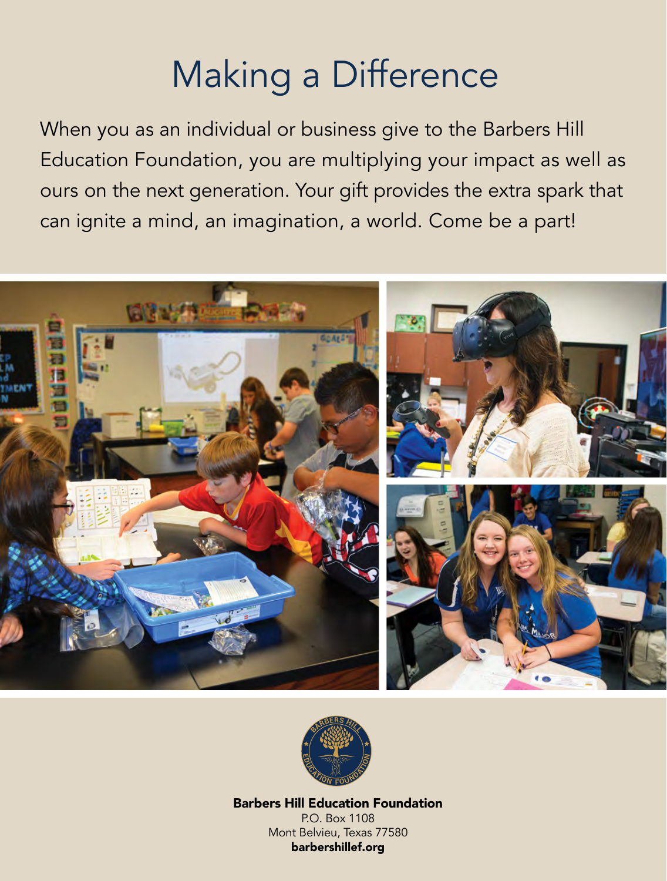# Making a Difference

When you as an individual or business give to the Barbers Hill Education Foundation, you are multiplying your impact as well as ours on the next generation. Your gift provides the extra spark that can ignite a mind, an imagination, a world. Come be a part!

**Barbers Hill Education Foundation**
P.O. Box 1108
Mont Belvieu, Texas 77580
**barbershillef.org**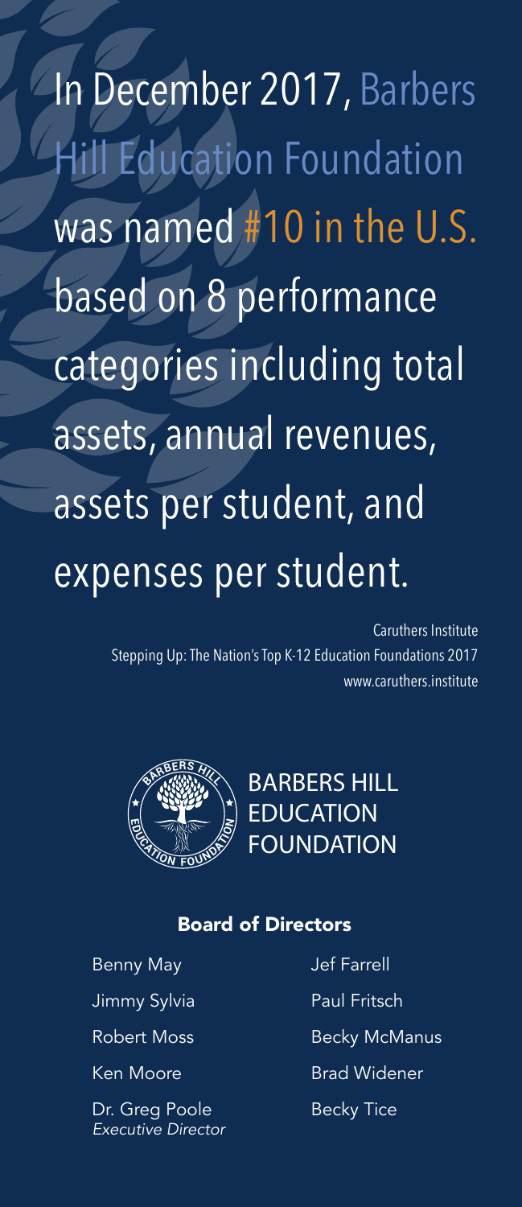In December 2017, Barbers Hill Education Foundation was named #10 in the U.S. based on 8 performance categories including total assets, annual revenues, assets per student, and expenses per student.

Caruthers Institute
Stepping Up: The Nation's Top K-12 Education Foundations 2017
www.caruthers.institute

BARBERS HILL EDUCATION FOUNDATION

## Board of Directors

- Benny May
- Jimmy Sylvia
- Robert Moss
- Ken Moore
- Dr. Greg Poole, *Executive Director*
- Jef Farrell
- Paul Fritsch
- Becky McManus
- Brad Widener
- Becky Tice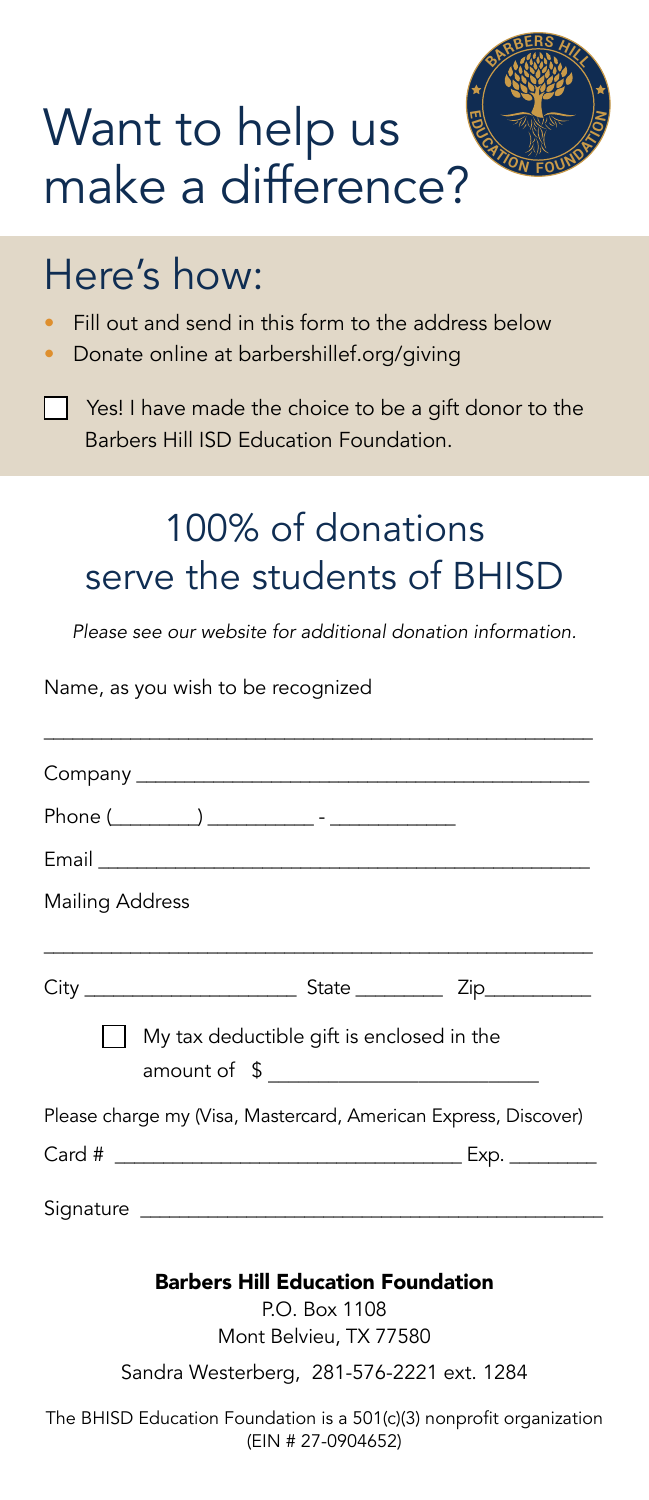# Want to help us make a difference?

## Here's how:

- Fill out and send in this form to the address below
- Donate online at barbershillef.org/giving

☐ Yes! I have made the choice to be a gift donor to the Barbers Hill ISD Education Foundation.

## 100% of donations serve the students of BHISD

*Please see our website for additional donation information.*

Name, as you wish to be recognized

_______________________________________________

Company _______________________________________

Phone (________) __________ - ____________

Email _________________________________________

Mailing Address

_______________________________________________

City ____________________ State ________ Zip__________

☐ My tax deductible gift is enclosed in the amount of $ ________________________

Please charge my (Visa, Mastercard, American Express, Discover)

Card # ________________________________ Exp. ________

Signature ________________________________________

**Barbers Hill Education Foundation**

P.O. Box 1108
Mont Belvieu, TX 77580

Sandra Westerberg, 281-576-2221 ext. 1284

The BHISD Education Foundation is a 501(c)(3) nonprofit organization (EIN # 27-0904652)